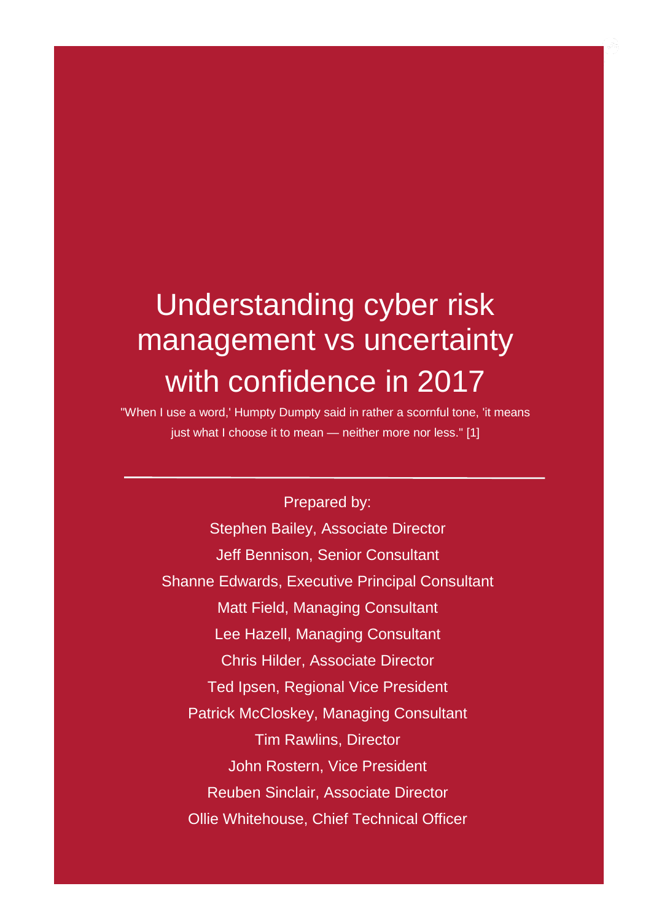# Understanding cyber risk management vs uncertainty with confidence in 2017

"When I use a word,' Humpty Dumpty said in rather a scornful tone, 'it means just what I choose it to mean — neither more nor less." [1]

---

Prepared by:

Stephen Bailey, Associate Director

Jeff Bennison, Senior Consultant

Shanne Edwards, Executive Principal Consultant

Matt Field, Managing Consultant

Lee Hazell, Managing Consultant

Chris Hilder, Associate Director

Ted Ipsen, Regional Vice President

Patrick McCloskey, Managing Consultant

Tim Rawlins, Director

John Rostern, Vice President

Reuben Sinclair, Associate Director

Ollie Whitehouse, Chief Technical Officer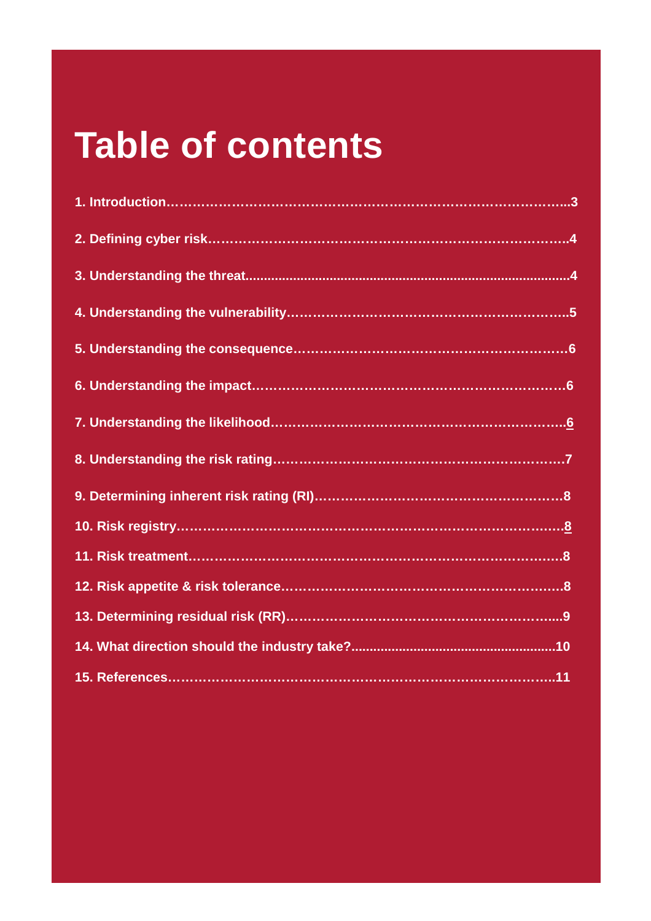# Table of contents

1. Introduction……………………………………………………………………………..3

2. Defining cyber risk……………………………………………………………………….4

3. Understanding the threat........................................................................................4

4. Understanding the vulnerability………………………………………………………..5

5. Understanding the consequence……………………………………………………6

6. Understanding the impact……………………………………………………………6

7. Understanding the likelihood………………………………………………………..6

8. Understanding the risk rating…………………………………………………………7

9. Determining inherent risk rating (RI)………………………………………………8

10. Risk registry……………………………………………………………………………8

11. Risk treatment………………………………………………………………………….8

12. Risk appetite & risk tolerance………………………………………………………8

13. Determining residual risk (RR)……………………………………………………...9

14. What direction should the industry take?........................................................10

15. References……………………………………………………………………………..11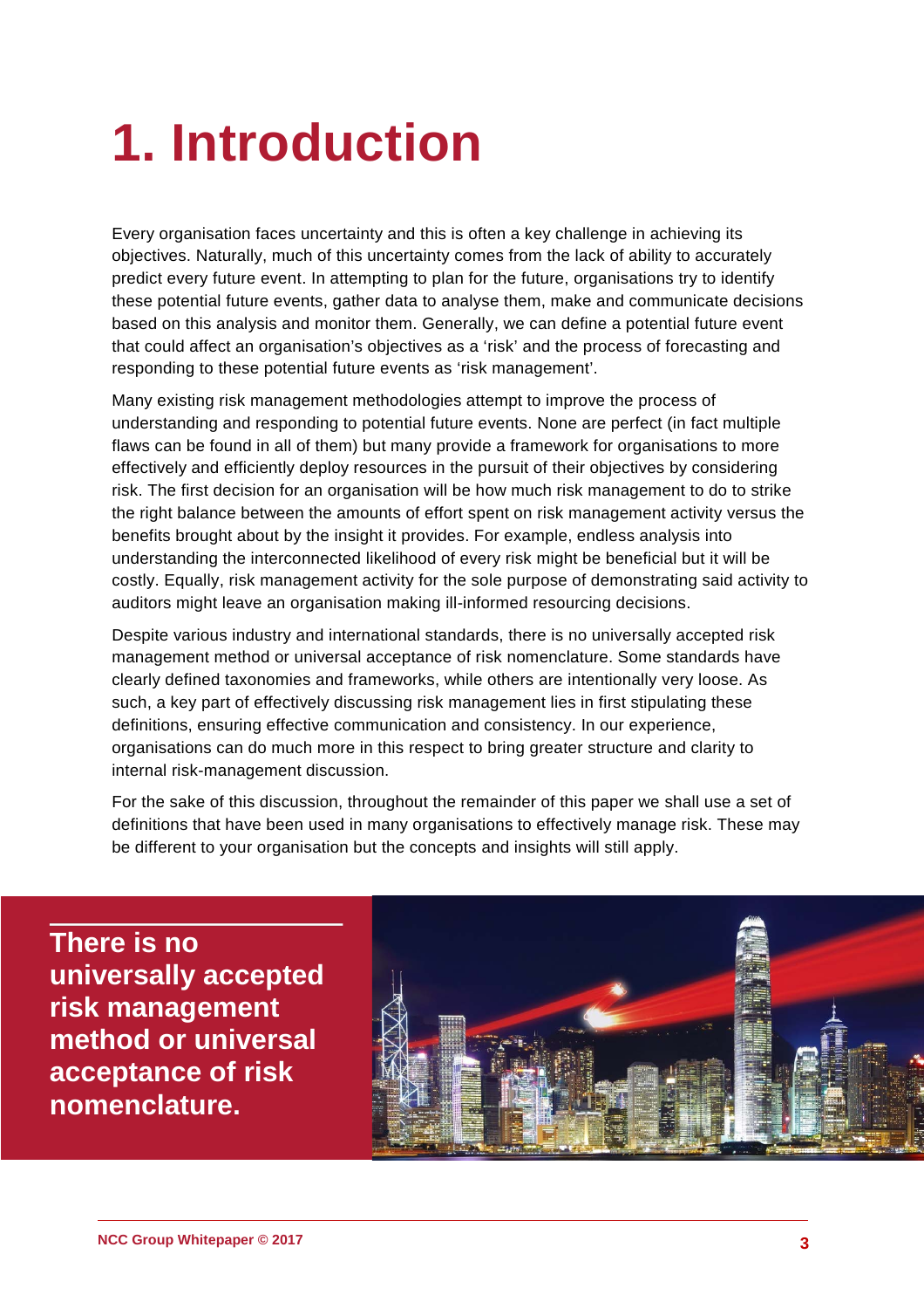# 1. Introduction

Every organisation faces uncertainty and this is often a key challenge in achieving its objectives. Naturally, much of this uncertainty comes from the lack of ability to accurately predict every future event. In attempting to plan for the future, organisations try to identify these potential future events, gather data to analyse them, make and communicate decisions based on this analysis and monitor them. Generally, we can define a potential future event that could affect an organisation's objectives as a 'risk' and the process of forecasting and responding to these potential future events as 'risk management'.

Many existing risk management methodologies attempt to improve the process of understanding and responding to potential future events. None are perfect (in fact multiple flaws can be found in all of them) but many provide a framework for organisations to more effectively and efficiently deploy resources in the pursuit of their objectives by considering risk. The first decision for an organisation will be how much risk management to do to strike the right balance between the amounts of effort spent on risk management activity versus the benefits brought about by the insight it provides. For example, endless analysis into understanding the interconnected likelihood of every risk might be beneficial but it will be costly. Equally, risk management activity for the sole purpose of demonstrating said activity to auditors might leave an organisation making ill-informed resourcing decisions.

Despite various industry and international standards, there is no universally accepted risk management method or universal acceptance of risk nomenclature. Some standards have clearly defined taxonomies and frameworks, while others are intentionally very loose. As such, a key part of effectively discussing risk management lies in first stipulating these definitions, ensuring effective communication and consistency. In our experience, organisations can do much more in this respect to bring greater structure and clarity to internal risk-management discussion.

For the sake of this discussion, throughout the remainder of this paper we shall use a set of definitions that have been used in many organisations to effectively manage risk. These may be different to your organisation but the concepts and insights will still apply.

**There is no universally accepted risk management method or universal acceptance of risk nomenclature.**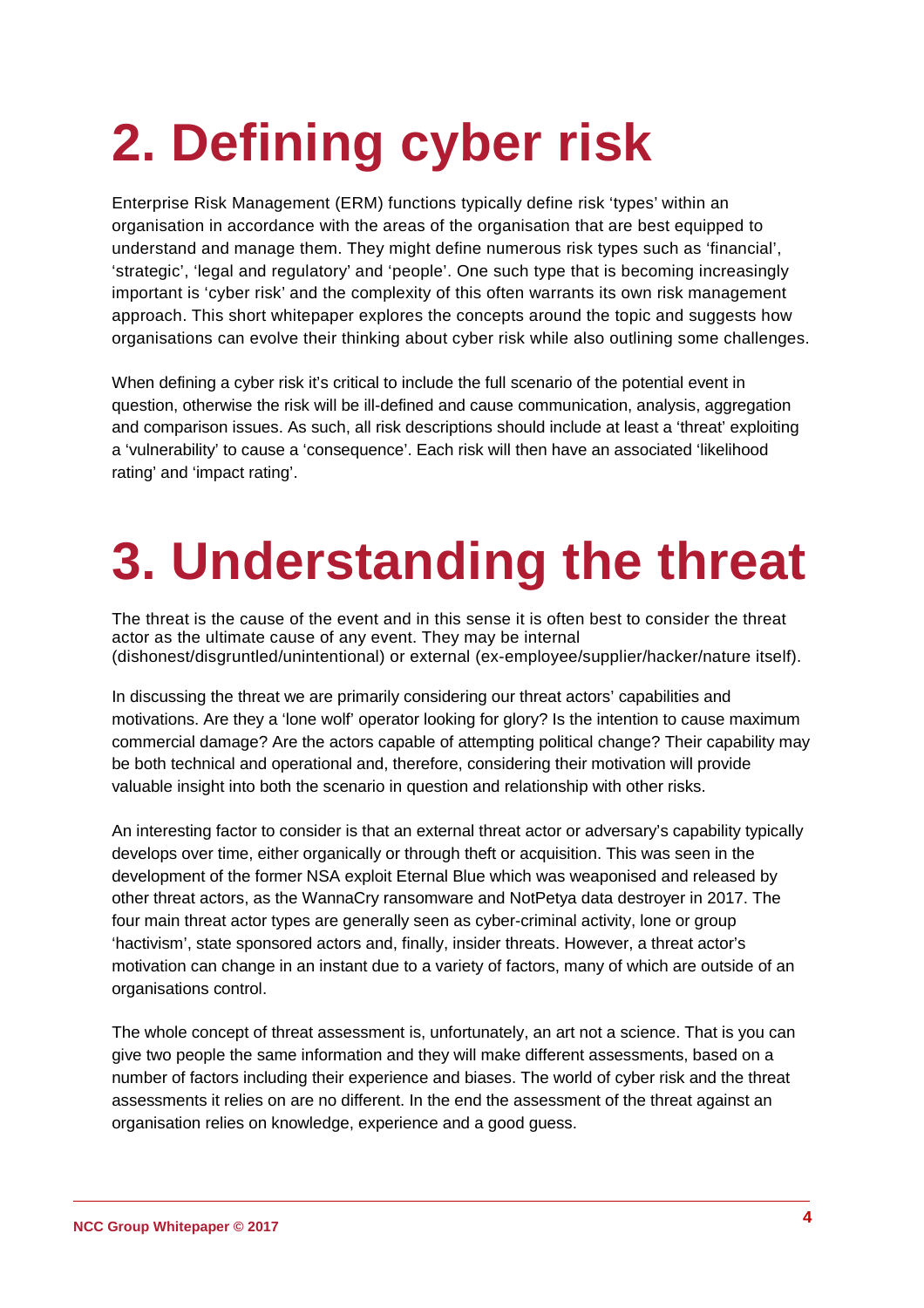# 2. Defining cyber risk

Enterprise Risk Management (ERM) functions typically define risk 'types' within an organisation in accordance with the areas of the organisation that are best equipped to understand and manage them. They might define numerous risk types such as 'financial', 'strategic', 'legal and regulatory' and 'people'. One such type that is becoming increasingly important is 'cyber risk' and the complexity of this often warrants its own risk management approach. This short whitepaper explores the concepts around the topic and suggests how organisations can evolve their thinking about cyber risk while also outlining some challenges.

When defining a cyber risk it's critical to include the full scenario of the potential event in question, otherwise the risk will be ill-defined and cause communication, analysis, aggregation and comparison issues. As such, all risk descriptions should include at least a 'threat' exploiting a 'vulnerability' to cause a 'consequence'. Each risk will then have an associated 'likelihood rating' and 'impact rating'.

# 3. Understanding the threat

The threat is the cause of the event and in this sense it is often best to consider the threat actor as the ultimate cause of any event. They may be internal (dishonest/disgruntled/unintentional) or external (ex-employee/supplier/hacker/nature itself).

In discussing the threat we are primarily considering our threat actors' capabilities and motivations. Are they a 'lone wolf' operator looking for glory? Is the intention to cause maximum commercial damage? Are the actors capable of attempting political change? Their capability may be both technical and operational and, therefore, considering their motivation will provide valuable insight into both the scenario in question and relationship with other risks.

An interesting factor to consider is that an external threat actor or adversary's capability typically develops over time, either organically or through theft or acquisition. This was seen in the development of the former NSA exploit Eternal Blue which was weaponised and released by other threat actors, as the WannaCry ransomware and NotPetya data destroyer in 2017. The four main threat actor types are generally seen as cyber-criminal activity, lone or group 'hactivism', state sponsored actors and, finally, insider threats. However, a threat actor's motivation can change in an instant due to a variety of factors, many of which are outside of an organisations control.

The whole concept of threat assessment is, unfortunately, an art not a science. That is you can give two people the same information and they will make different assessments, based on a number of factors including their experience and biases. The world of cyber risk and the threat assessments it relies on are no different. In the end the assessment of the threat against an organisation relies on knowledge, experience and a good guess.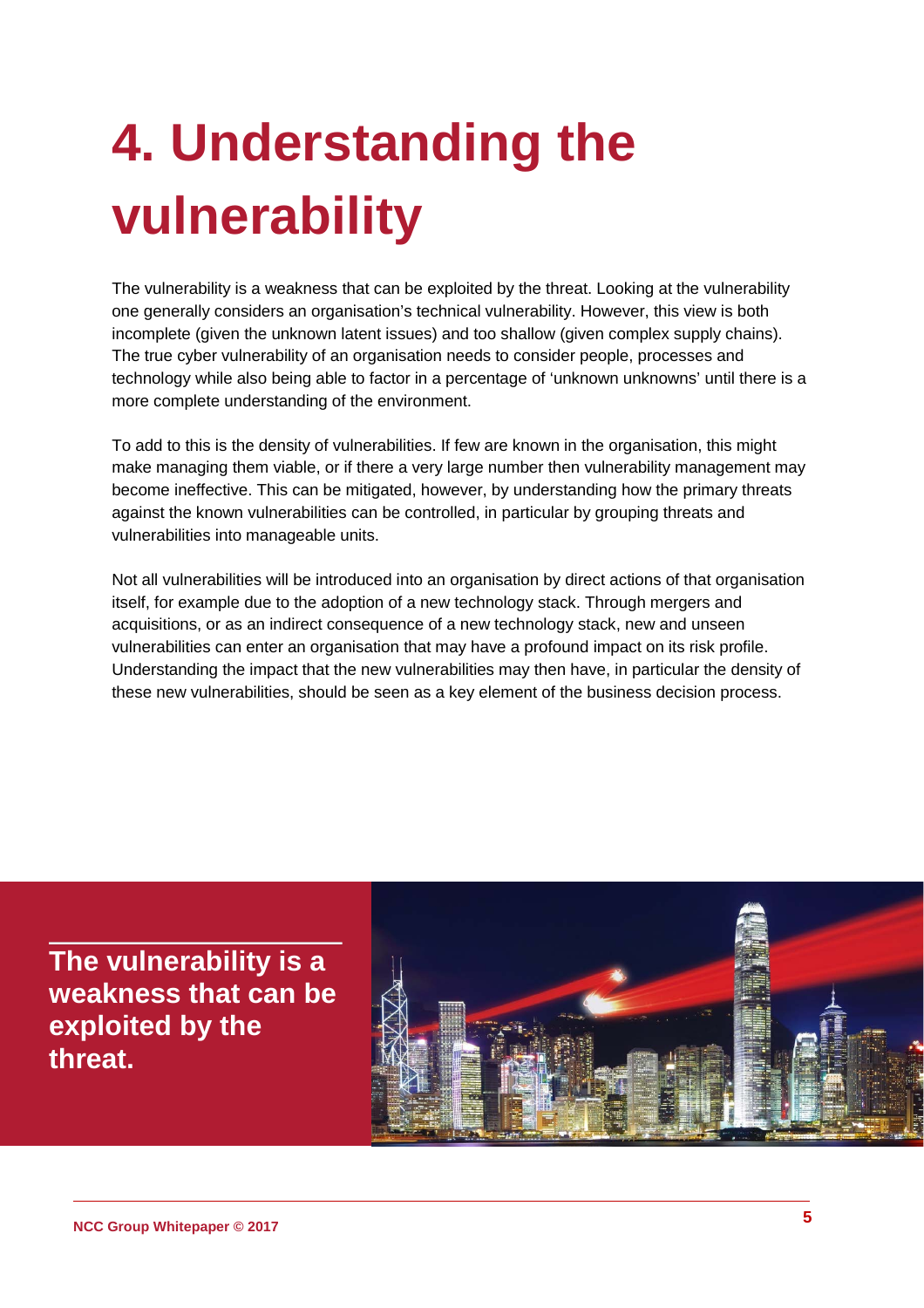# 4. Understanding the vulnerability

The vulnerability is a weakness that can be exploited by the threat. Looking at the vulnerability one generally considers an organisation's technical vulnerability. However, this view is both incomplete (given the unknown latent issues) and too shallow (given complex supply chains). The true cyber vulnerability of an organisation needs to consider people, processes and technology while also being able to factor in a percentage of 'unknown unknowns' until there is a more complete understanding of the environment.

To add to this is the density of vulnerabilities. If few are known in the organisation, this might make managing them viable, or if there a very large number then vulnerability management may become ineffective. This can be mitigated, however, by understanding how the primary threats against the known vulnerabilities can be controlled, in particular by grouping threats and vulnerabilities into manageable units.

Not all vulnerabilities will be introduced into an organisation by direct actions of that organisation itself, for example due to the adoption of a new technology stack. Through mergers and acquisitions, or as an indirect consequence of a new technology stack, new and unseen vulnerabilities can enter an organisation that may have a profound impact on its risk profile. Understanding the impact that the new vulnerabilities may then have, in particular the density of these new vulnerabilities, should be seen as a key element of the business decision process.

**The vulnerability is a weakness that can be exploited by the threat.**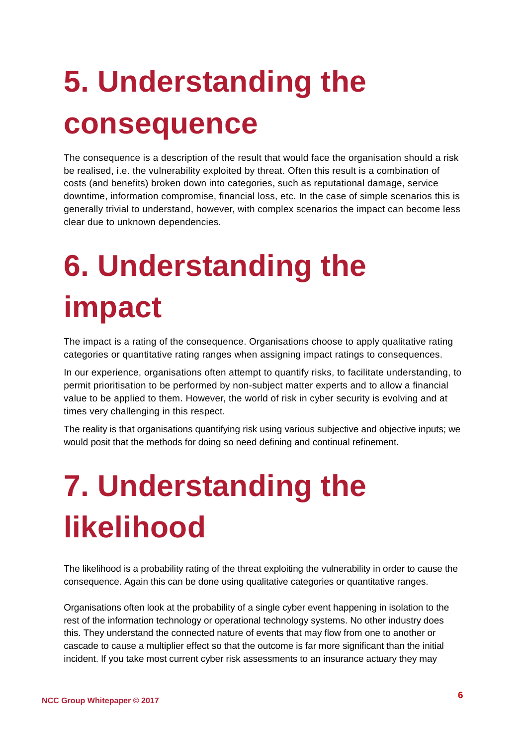# 5. Understanding the consequence

The consequence is a description of the result that would face the organisation should a risk be realised, i.e. the vulnerability exploited by threat. Often this result is a combination of costs (and benefits) broken down into categories, such as reputational damage, service downtime, information compromise, financial loss, etc. In the case of simple scenarios this is generally trivial to understand, however, with complex scenarios the impact can become less clear due to unknown dependencies.

# 6. Understanding the impact

The impact is a rating of the consequence. Organisations choose to apply qualitative rating categories or quantitative rating ranges when assigning impact ratings to consequences.

In our experience, organisations often attempt to quantify risks, to facilitate understanding, to permit prioritisation to be performed by non-subject matter experts and to allow a financial value to be applied to them. However, the world of risk in cyber security is evolving and at times very challenging in this respect.

The reality is that organisations quantifying risk using various subjective and objective inputs; we would posit that the methods for doing so need defining and continual refinement.

# 7. Understanding the likelihood

The likelihood is a probability rating of the threat exploiting the vulnerability in order to cause the consequence. Again this can be done using qualitative categories or quantitative ranges.

Organisations often look at the probability of a single cyber event happening in isolation to the rest of the information technology or operational technology systems. No other industry does this. They understand the connected nature of events that may flow from one to another or cascade to cause a multiplier effect so that the outcome is far more significant than the initial incident. If you take most current cyber risk assessments to an insurance actuary they may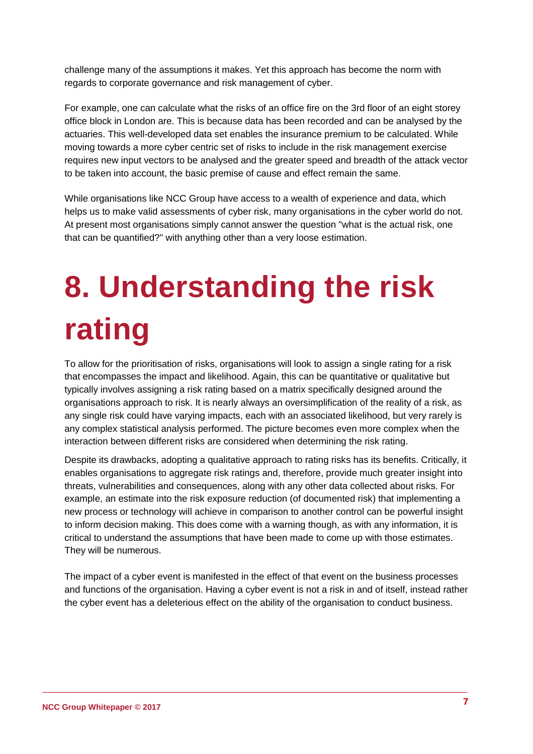challenge many of the assumptions it makes. Yet this approach has become the norm with regards to corporate governance and risk management of cyber.

For example, one can calculate what the risks of an office fire on the 3rd floor of an eight storey office block in London are. This is because data has been recorded and can be analysed by the actuaries. This well-developed data set enables the insurance premium to be calculated. While moving towards a more cyber centric set of risks to include in the risk management exercise requires new input vectors to be analysed and the greater speed and breadth of the attack vector to be taken into account, the basic premise of cause and effect remain the same.

While organisations like NCC Group have access to a wealth of experience and data, which helps us to make valid assessments of cyber risk, many organisations in the cyber world do not. At present most organisations simply cannot answer the question "what is the actual risk, one that can be quantified?" with anything other than a very loose estimation.

# 8. Understanding the risk rating

To allow for the prioritisation of risks, organisations will look to assign a single rating for a risk that encompasses the impact and likelihood. Again, this can be quantitative or qualitative but typically involves assigning a risk rating based on a matrix specifically designed around the organisations approach to risk. It is nearly always an oversimplification of the reality of a risk, as any single risk could have varying impacts, each with an associated likelihood, but very rarely is any complex statistical analysis performed. The picture becomes even more complex when the interaction between different risks are considered when determining the risk rating.

Despite its drawbacks, adopting a qualitative approach to rating risks has its benefits. Critically, it enables organisations to aggregate risk ratings and, therefore, provide much greater insight into threats, vulnerabilities and consequences, along with any other data collected about risks. For example, an estimate into the risk exposure reduction (of documented risk) that implementing a new process or technology will achieve in comparison to another control can be powerful insight to inform decision making. This does come with a warning though, as with any information, it is critical to understand the assumptions that have been made to come up with those estimates. They will be numerous.

The impact of a cyber event is manifested in the effect of that event on the business processes and functions of the organisation. Having a cyber event is not a risk in and of itself, instead rather the cyber event has a deleterious effect on the ability of the organisation to conduct business.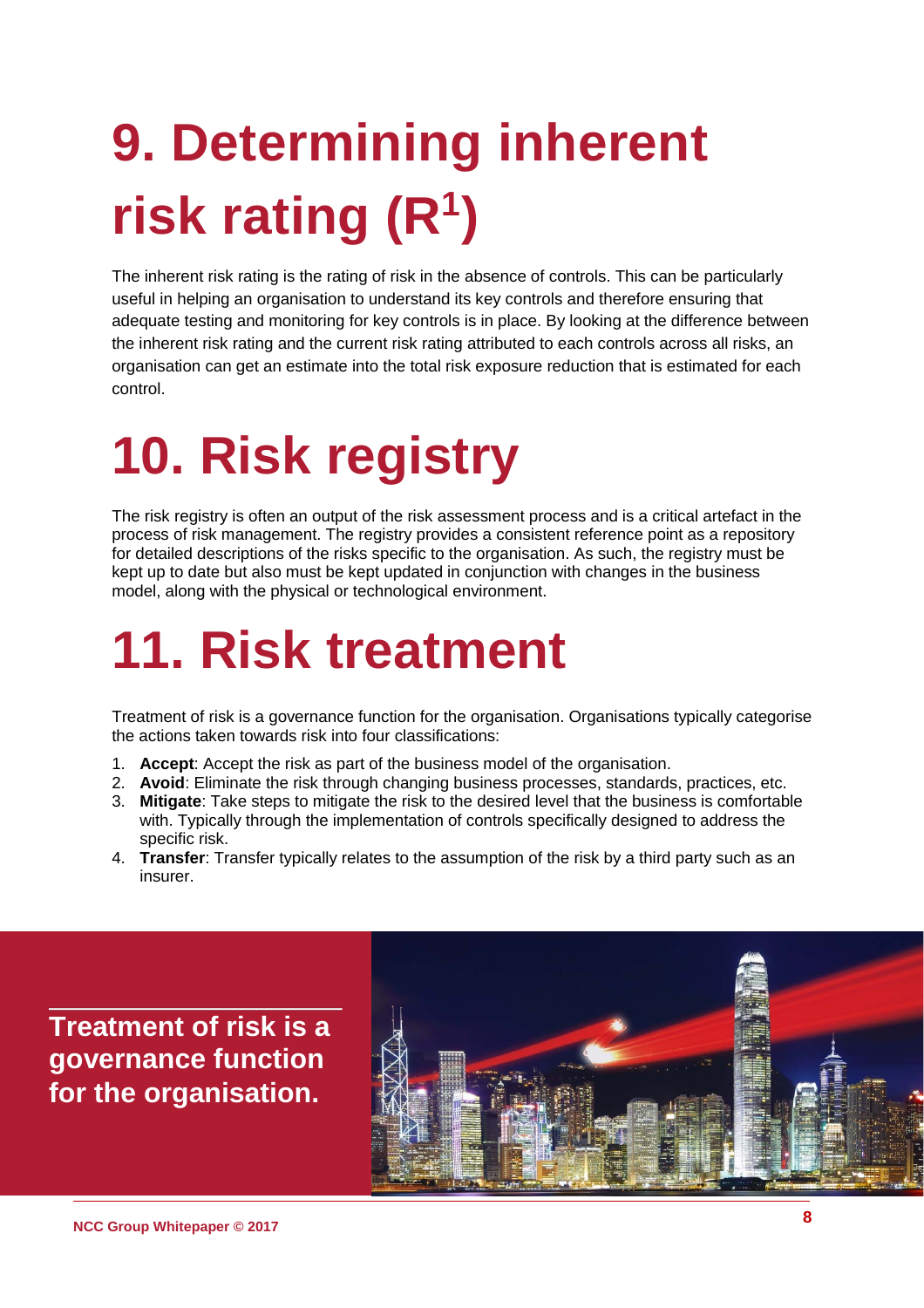# 9. Determining inherent risk rating (R[1])

The inherent risk rating is the rating of risk in the absence of controls. This can be particularly useful in helping an organisation to understand its key controls and therefore ensuring that adequate testing and monitoring for key controls is in place. By looking at the difference between the inherent risk rating and the current risk rating attributed to each controls across all risks, an organisation can get an estimate into the total risk exposure reduction that is estimated for each control.

# 10. Risk registry

The risk registry is often an output of the risk assessment process and is a critical artefact in the process of risk management. The registry provides a consistent reference point as a repository for detailed descriptions of the risks specific to the organisation. As such, the registry must be kept up to date but also must be kept updated in conjunction with changes in the business model, along with the physical or technological environment.

# 11. Risk treatment

Treatment of risk is a governance function for the organisation. Organisations typically categorise the actions taken towards risk into four classifications:

1. **Accept**: Accept the risk as part of the business model of the organisation.
2. **Avoid**: Eliminate the risk through changing business processes, standards, practices, etc.
3. **Mitigate**: Take steps to mitigate the risk to the desired level that the business is comfortable with. Typically through the implementation of controls specifically designed to address the specific risk.
4. **Transfer**: Transfer typically relates to the assumption of the risk by a third party such as an insurer.

**Treatment of risk is a governance function for the organisation.**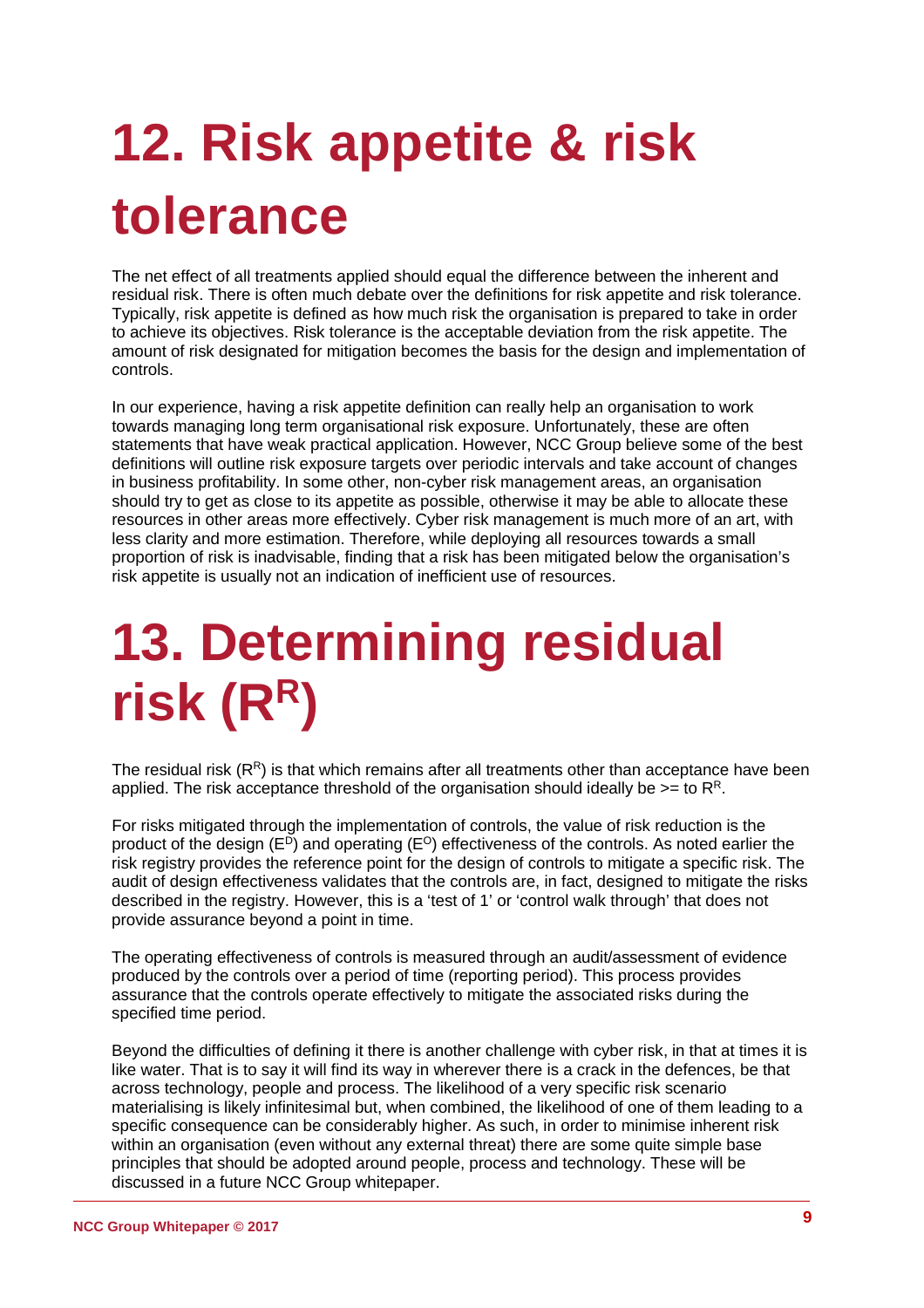# 12. Risk appetite & risk tolerance

The net effect of all treatments applied should equal the difference between the inherent and residual risk. There is often much debate over the definitions for risk appetite and risk tolerance. Typically, risk appetite is defined as how much risk the organisation is prepared to take in order to achieve its objectives. Risk tolerance is the acceptable deviation from the risk appetite. The amount of risk designated for mitigation becomes the basis for the design and implementation of controls.

In our experience, having a risk appetite definition can really help an organisation to work towards managing long term organisational risk exposure. Unfortunately, these are often statements that have weak practical application. However, NCC Group believe some of the best definitions will outline risk exposure targets over periodic intervals and take account of changes in business profitability. In some other, non-cyber risk management areas, an organisation should try to get as close to its appetite as possible, otherwise it may be able to allocate these resources in other areas more effectively. Cyber risk management is much more of an art, with less clarity and more estimation. Therefore, while deploying all resources towards a small proportion of risk is inadvisable, finding that a risk has been mitigated below the organisation's risk appetite is usually not an indication of inefficient use of resources.

# 13. Determining residual risk ($R^R$)

The residual risk ($R^R$) is that which remains after all treatments other than acceptance have been applied. The risk acceptance threshold of the organisation should ideally be >= to $R^R$.

For risks mitigated through the implementation of controls, the value of risk reduction is the product of the design ($E^D$) and operating ($E^O$) effectiveness of the controls. As noted earlier the risk registry provides the reference point for the design of controls to mitigate a specific risk. The audit of design effectiveness validates that the controls are, in fact, designed to mitigate the risks described in the registry. However, this is a 'test of 1' or 'control walk through' that does not provide assurance beyond a point in time.

The operating effectiveness of controls is measured through an audit/assessment of evidence produced by the controls over a period of time (reporting period). This process provides assurance that the controls operate effectively to mitigate the associated risks during the specified time period.

Beyond the difficulties of defining it there is another challenge with cyber risk, in that at times it is like water. That is to say it will find its way in wherever there is a crack in the defences, be that across technology, people and process. The likelihood of a very specific risk scenario materialising is likely infinitesimal but, when combined, the likelihood of one of them leading to a specific consequence can be considerably higher. As such, in order to minimise inherent risk within an organisation (even without any external threat) there are some quite simple base principles that should be adopted around people, process and technology. These will be discussed in a future NCC Group whitepaper.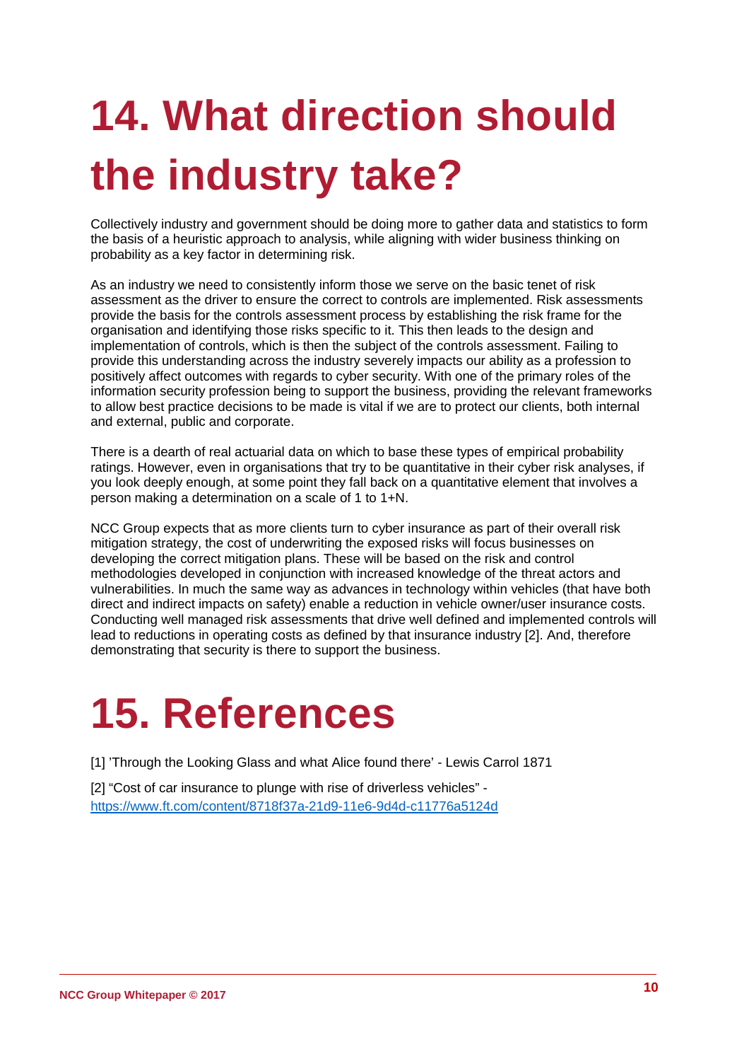# 14. What direction should the industry take?

Collectively industry and government should be doing more to gather data and statistics to form the basis of a heuristic approach to analysis, while aligning with wider business thinking on probability as a key factor in determining risk.

As an industry we need to consistently inform those we serve on the basic tenet of risk assessment as the driver to ensure the correct to controls are implemented. Risk assessments provide the basis for the controls assessment process by establishing the risk frame for the organisation and identifying those risks specific to it. This then leads to the design and implementation of controls, which is then the subject of the controls assessment. Failing to provide this understanding across the industry severely impacts our ability as a profession to positively affect outcomes with regards to cyber security. With one of the primary roles of the information security profession being to support the business, providing the relevant frameworks to allow best practice decisions to be made is vital if we are to protect our clients, both internal and external, public and corporate.

There is a dearth of real actuarial data on which to base these types of empirical probability ratings. However, even in organisations that try to be quantitative in their cyber risk analyses, if you look deeply enough, at some point they fall back on a quantitative element that involves a person making a determination on a scale of 1 to 1+N.

NCC Group expects that as more clients turn to cyber insurance as part of their overall risk mitigation strategy, the cost of underwriting the exposed risks will focus businesses on developing the correct mitigation plans. These will be based on the risk and control methodologies developed in conjunction with increased knowledge of the threat actors and vulnerabilities. In much the same way as advances in technology within vehicles (that have both direct and indirect impacts on safety) enable a reduction in vehicle owner/user insurance costs. Conducting well managed risk assessments that drive well defined and implemented controls will lead to reductions in operating costs as defined by that insurance industry [2]. And, therefore demonstrating that security is there to support the business.

# 15. References

[1] 'Through the Looking Glass and what Alice found there' - Lewis Carrol 1871

[2] "Cost of car insurance to plunge with rise of driverless vehicles" - https://www.ft.com/content/8718f37a-21d9-11e6-9d4d-c11776a5124d